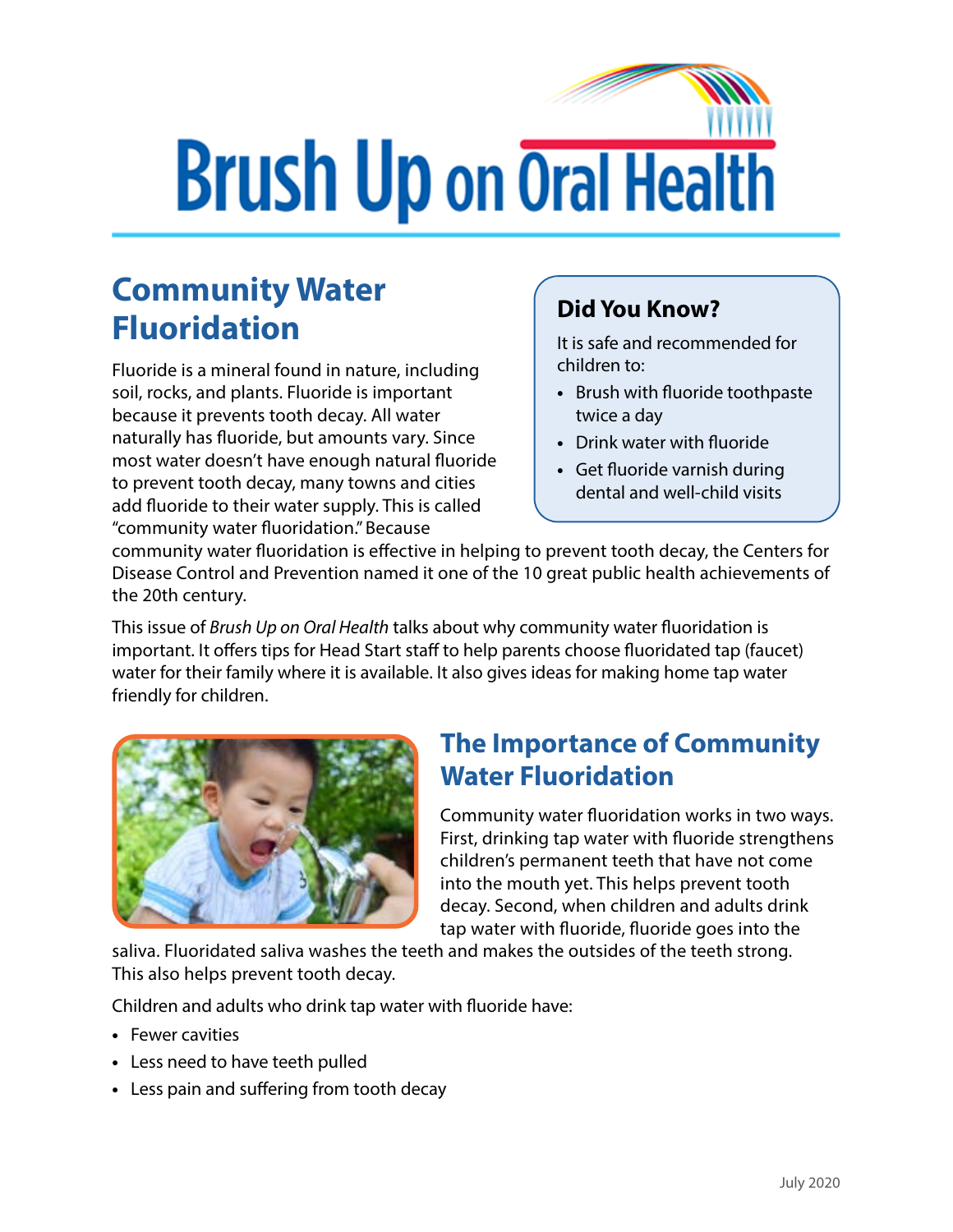# Brush Up on Oral Health

## Community Water Fluoridation

Fluoride is a mineral found in nature, including soil, rocks, and plants. Fluoride is important because it prevents tooth decay. All water naturally has fluoride, but amounts vary. Since most water doesn't have enough natural fluoride to prevent tooth decay, many towns and cities add fluoride to their water supply. This is called "community water fluoridation." Because community water fluoridation is effective in helping to prevent tooth decay, the Centers for Disease Control and Prevention named it one of the 10 great public health achievements of the 20th century.

### Did You Know?

It is safe and recommended for children to:

- Brush with fluoride toothpaste twice a day
- Drink water with fluoride
- Get fluoride varnish during dental and well-child visits

This issue of *Brush Up on Oral Health* talks about why community water fluoridation is important. It offers tips for Head Start staff to help parents choose fluoridated tap (faucet) water for their family where it is available. It also gives ideas for making home tap water friendly for children.

## The Importance of Community Water Fluoridation

Community water fluoridation works in two ways. First, drinking tap water with fluoride strengthens children's permanent teeth that have not come into the mouth yet. This helps prevent tooth decay. Second, when children and adults drink tap water with fluoride, fluoride goes into the saliva. Fluoridated saliva washes the teeth and makes the outsides of the teeth strong. This also helps prevent tooth decay.

Children and adults who drink tap water with fluoride have:

- Fewer cavities
- Less need to have teeth pulled
- Less pain and suffering from tooth decay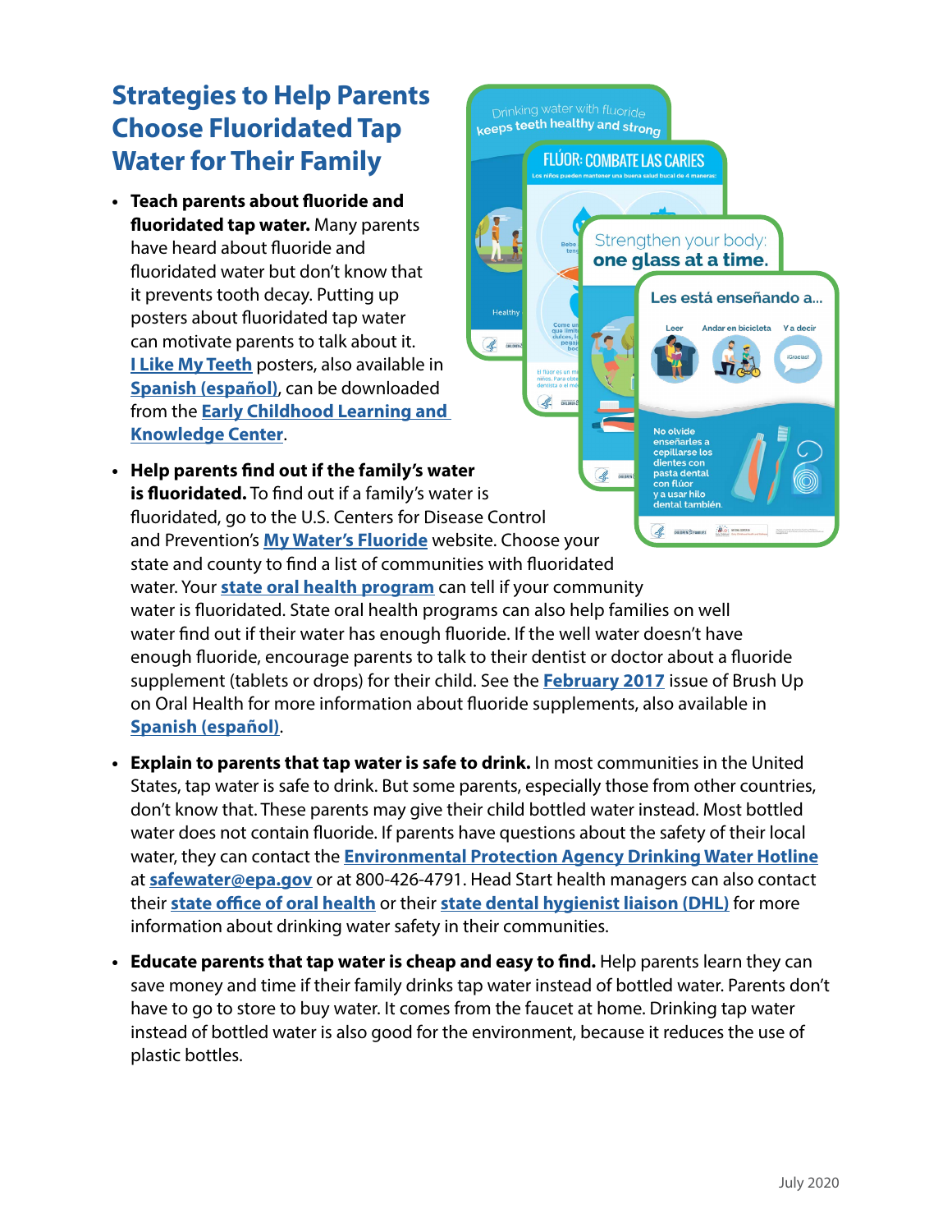## Strategies to Help Parents Choose Fluoridated Tap Water for Their Family

- **Teach parents about fluoride and fluoridated tap water.** Many parents have heard about fluoride and fluoridated water but don't know that it prevents tooth decay. Putting up posters about fluoridated tap water can motivate parents to talk about it. **I Like My Teeth** posters, also available in **Spanish (español)**, can be downloaded from the **Early Childhood Learning and Knowledge Center**.

- **Help parents find out if the family's water is fluoridated.** To find out if a family's water is fluoridated, go to the U.S. Centers for Disease Control and Prevention's **My Water's Fluoride** website. Choose your state and county to find a list of communities with fluoridated water. Your **state oral health program** can tell if your community water is fluoridated. State oral health programs can also help families on well water find out if their water has enough fluoride. If the well water doesn't have enough fluoride, encourage parents to talk to their dentist or doctor about a fluoride supplement (tablets or drops) for their child. See the **February 2017** issue of Brush Up on Oral Health for more information about fluoride supplements, also available in **Spanish (español)**.

- **Explain to parents that tap water is safe to drink.** In most communities in the United States, tap water is safe to drink. But some parents, especially those from other countries, don't know that. These parents may give their child bottled water instead. Most bottled water does not contain fluoride. If parents have questions about the safety of their local water, they can contact the **Environmental Protection Agency Drinking Water Hotline** at **safewater@epa.gov** or at 800-426-4791. Head Start health managers can also contact their **state office of oral health** or their **state dental hygienist liaison (DHL)** for more information about drinking water safety in their communities.

- **Educate parents that tap water is cheap and easy to find.** Help parents learn they can save money and time if their family drinks tap water instead of bottled water. Parents don't have to go to store to buy water. It comes from the faucet at home. Drinking tap water instead of bottled water is also good for the environment, because it reduces the use of plastic bottles.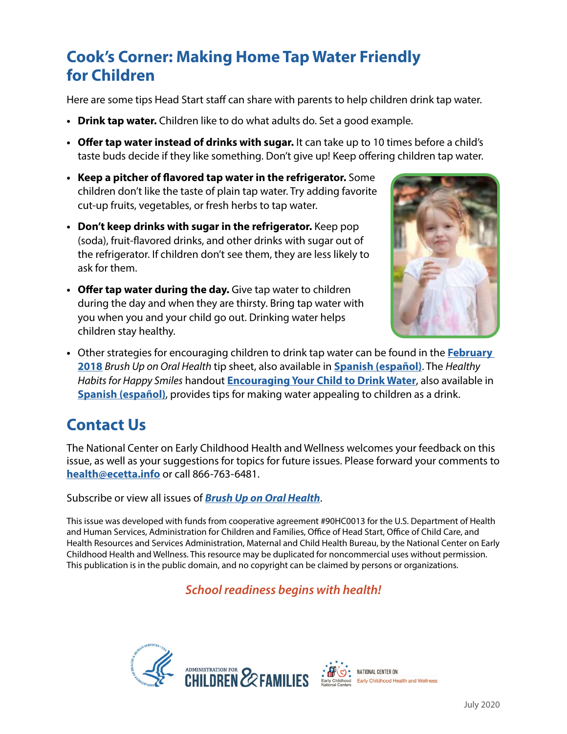## Cook's Corner: Making Home Tap Water Friendly for Children

Here are some tips Head Start staff can share with parents to help children drink tap water.

- **Drink tap water.** Children like to do what adults do. Set a good example.
- **Offer tap water instead of drinks with sugar.** It can take up to 10 times before a child's taste buds decide if they like something. Don't give up! Keep offering children tap water.
- **Keep a pitcher of flavored tap water in the refrigerator.** Some children don't like the taste of plain tap water. Try adding favorite cut-up fruits, vegetables, or fresh herbs to tap water.
- **Don't keep drinks with sugar in the refrigerator.** Keep pop (soda), fruit-flavored drinks, and other drinks with sugar out of the refrigerator. If children don't see them, they are less likely to ask for them.
- **Offer tap water during the day.** Give tap water to children during the day and when they are thirsty. Bring tap water with you when you and your child go out. Drinking water helps children stay healthy.
- Other strategies for encouraging children to drink tap water can be found in the **February 2018** *Brush Up on Oral Health* tip sheet, also available in **Spanish (español)**. The *Healthy Habits for Happy Smiles* handout **Encouraging Your Child to Drink Water**, also available in **Spanish (español)**, provides tips for making water appealing to children as a drink.

## Contact Us

The National Center on Early Childhood Health and Wellness welcomes your feedback on this issue, as well as your suggestions for topics for future issues. Please forward your comments to **health@ecetta.info** or call 866-763-6481.

Subscribe or view all issues of ***Brush Up on Oral Health***.

This issue was developed with funds from cooperative agreement #90HC0013 for the U.S. Department of Health and Human Services, Administration for Children and Families, Office of Head Start, Office of Child Care, and Health Resources and Services Administration, Maternal and Child Health Bureau, by the National Center on Early Childhood Health and Wellness. This resource may be duplicated for noncommercial uses without permission. This publication is in the public domain, and no copyright can be claimed by persons or organizations.

*School readiness begins with health!*

July 2020